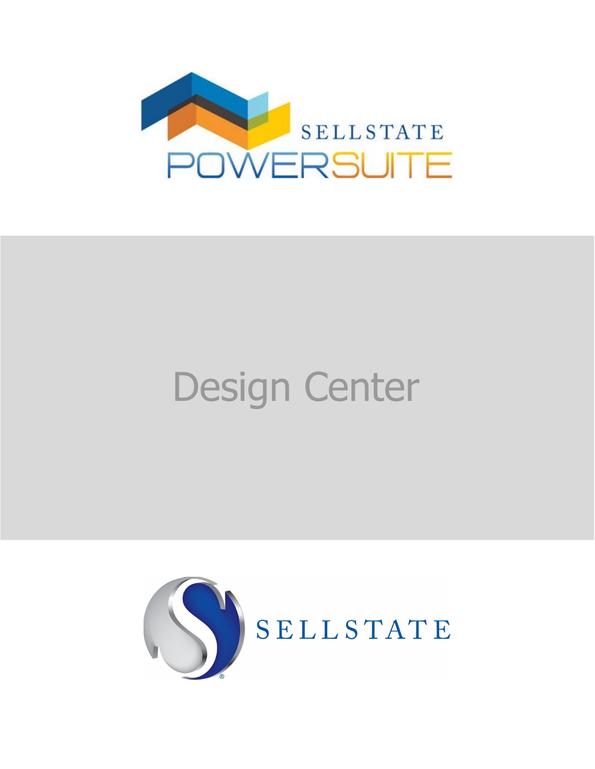SELLSTATE

POWERSUITE

# Design Center

SELLSTATE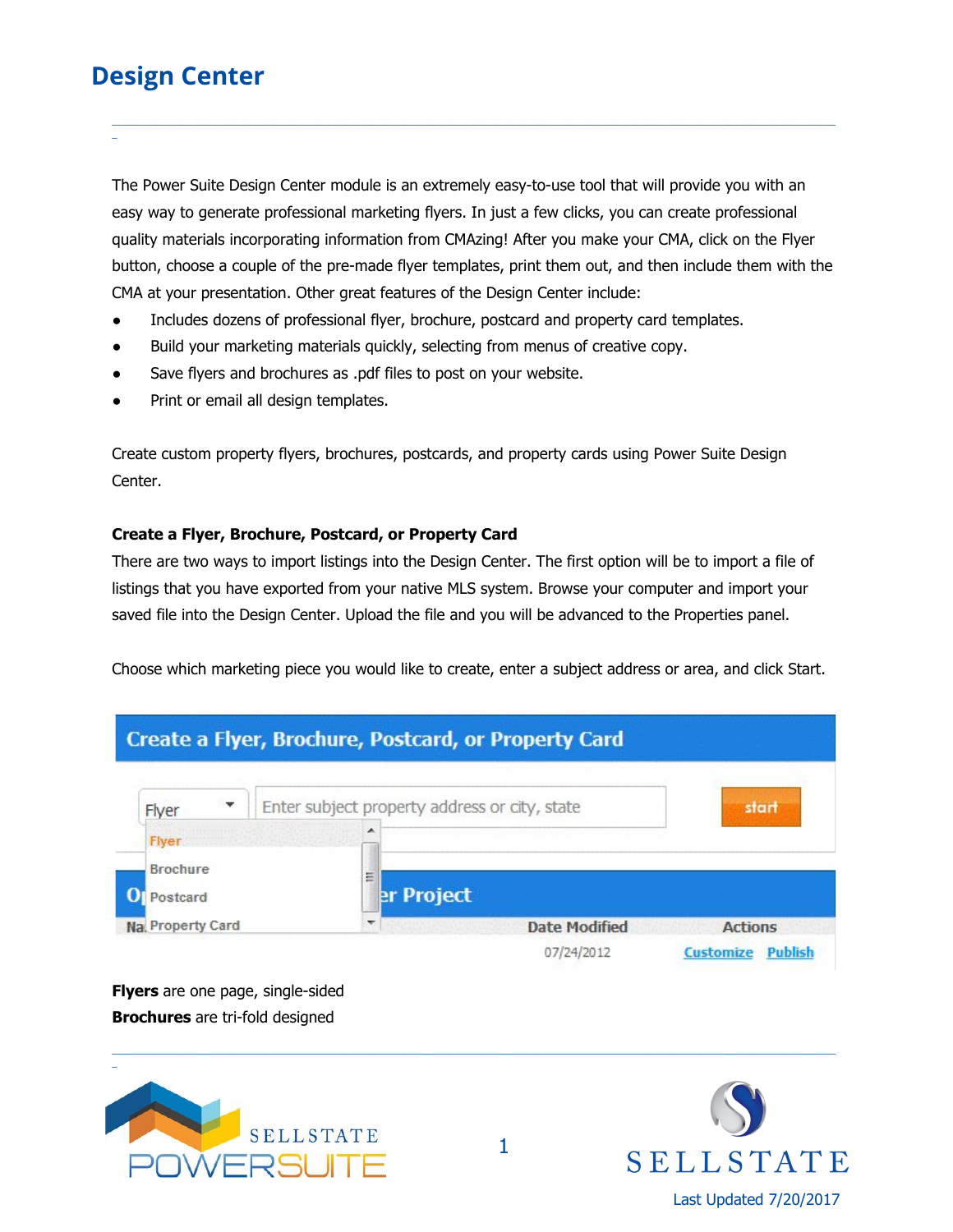# Design Center

The Power Suite Design Center module is an extremely easy-to-use tool that will provide you with an easy way to generate professional marketing flyers. In just a few clicks, you can create professional quality materials incorporating information from CMAzing! After you make your CMA, click on the Flyer button, choose a couple of the pre-made flyer templates, print them out, and then include them with the CMA at your presentation. Other great features of the Design Center include:

- Includes dozens of professional flyer, brochure, postcard and property card templates.
- Build your marketing materials quickly, selecting from menus of creative copy.
- Save flyers and brochures as .pdf files to post on your website.
- Print or email all design templates.

Create custom property flyers, brochures, postcards, and property cards using Power Suite Design Center.

**Create a Flyer, Brochure, Postcard, or Property Card**

There are two ways to import listings into the Design Center. The first option will be to import a file of listings that you have exported from your native MLS system. Browse your computer and import your saved file into the Design Center. Upload the file and you will be advanced to the Properties panel.

Choose which marketing piece you would like to create, enter a subject address or area, and click Start.

**Flyers** are one page, single-sided

**Brochures** are tri-fold designed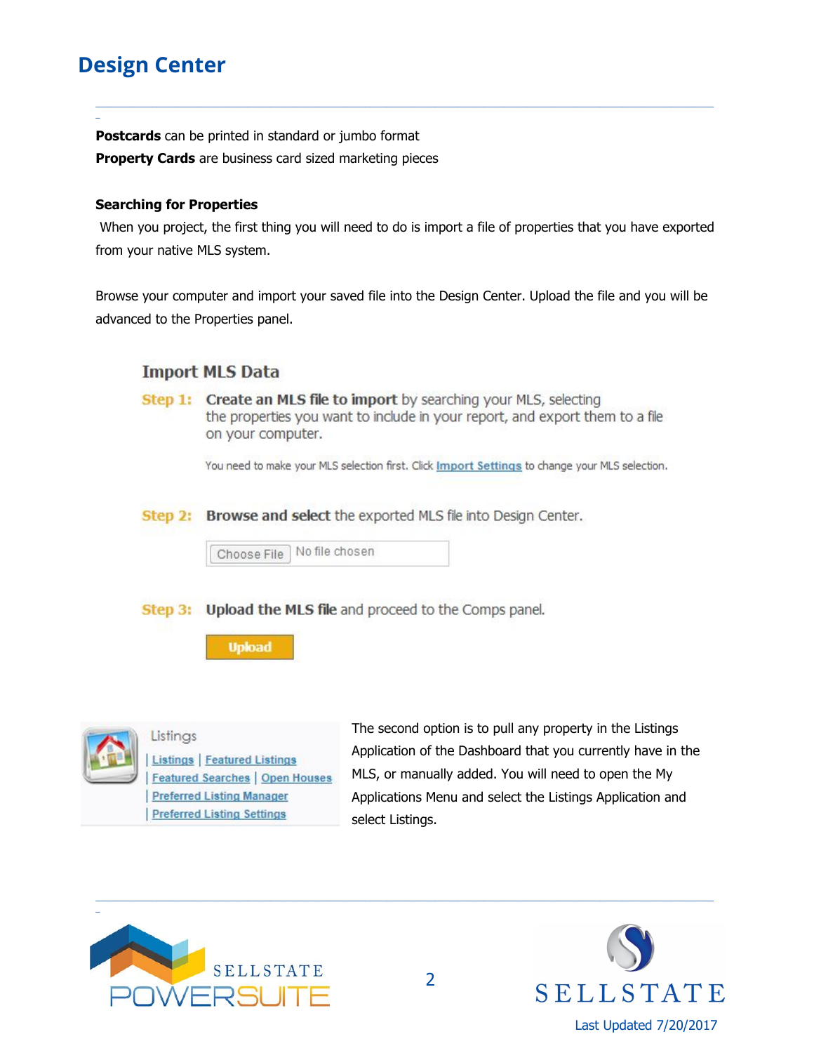# Design Center

**Postcards** can be printed in standard or jumbo format

**Property Cards** are business card sized marketing pieces

**Searching for Properties**

When you project, the first thing you will need to do is import a file of properties that you have exported from your native MLS system.

Browse your computer and import your saved file into the Design Center. Upload the file and you will be advanced to the Properties panel.

## Import MLS Data

**Step 1:** **Create an MLS file to import** by searching your MLS, selecting the properties you want to include in your report, and export them to a file on your computer.

You need to make your MLS selection first. Click Import Settings to change your MLS selection.

**Step 2:** **Browse and select** the exported MLS file into Design Center.

Choose File No file chosen

**Step 3:** **Upload the MLS file** and proceed to the Comps panel.

Upload

Listings

| Listings | Featured Listings
| Featured Searches | Open Houses
| Preferred Listing Manager
| Preferred Listing Settings

The second option is to pull any property in the Listings Application of the Dashboard that you currently have in the MLS, or manually added. You will need to open the My Applications Menu and select the Listings Application and select Listings.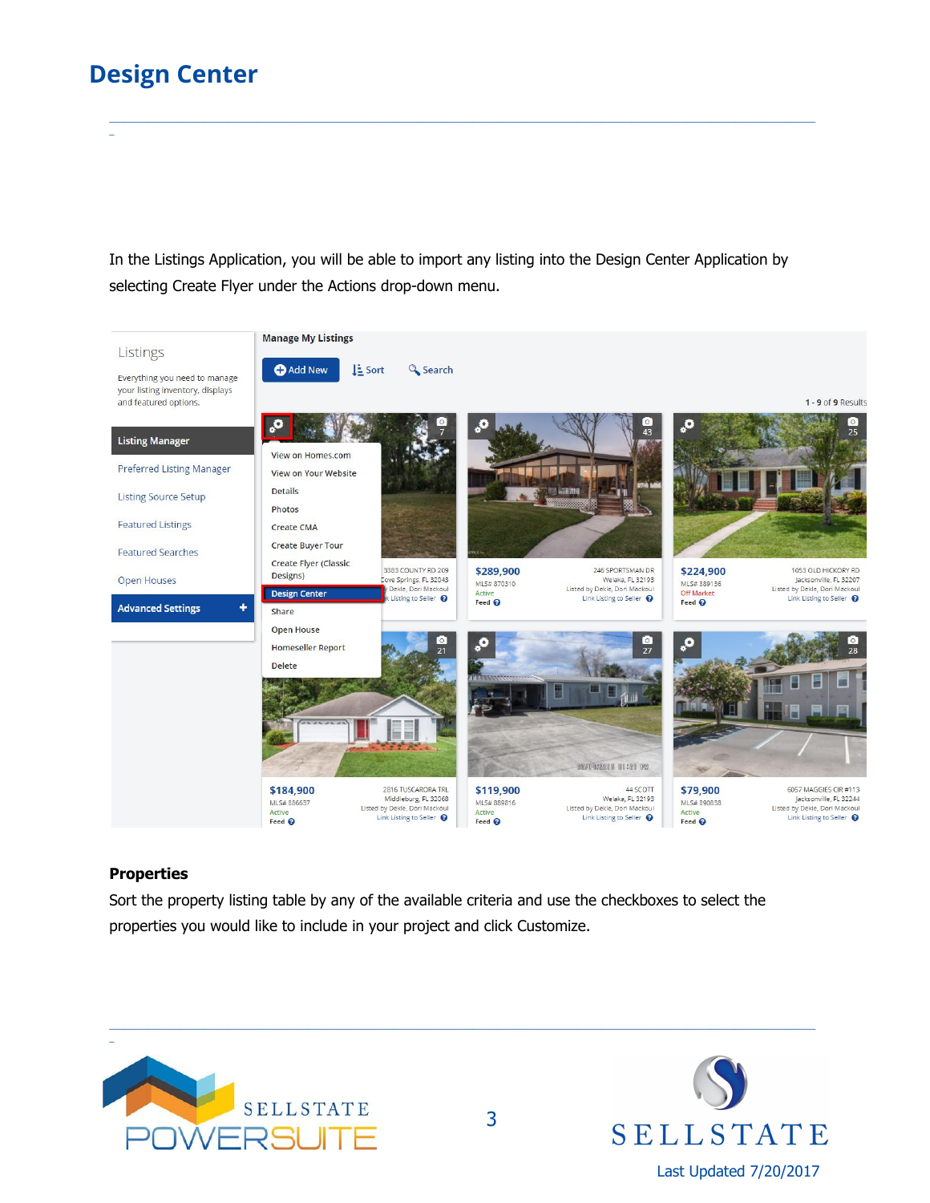# Design Center

In the Listings Application, you will be able to import any listing into the Design Center Application by selecting Create Flyer under the Actions drop-down menu.

### Properties

Sort the property listing table by any of the available criteria and use the checkboxes to select the properties you would like to include in your project and click Customize.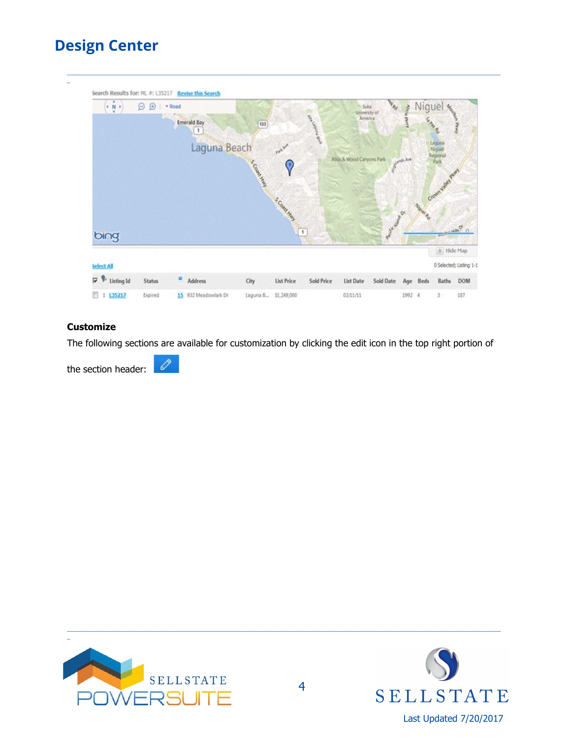# Design Center

Search Results for: ML #: L35217 Revise this Search

Select All

0 Selected; Listing 1-1

| | Listing Id | Status | Address | City | List Price | Sold Price | List Date | Sold Date | Age | Beds | Baths | DOM |
|---|---|---|---|---|---|---|---|---|---|---|---|---|
| 1 | L35217 | Expired | 15 932 Meadowlark Dr | Laguna B... | $1,249,000 | | 02/11/11 | | 1992 | 4 | 3 | 187 |

**Customize**

The following sections are available for customization by clicking the edit icon in the top right portion of the section header: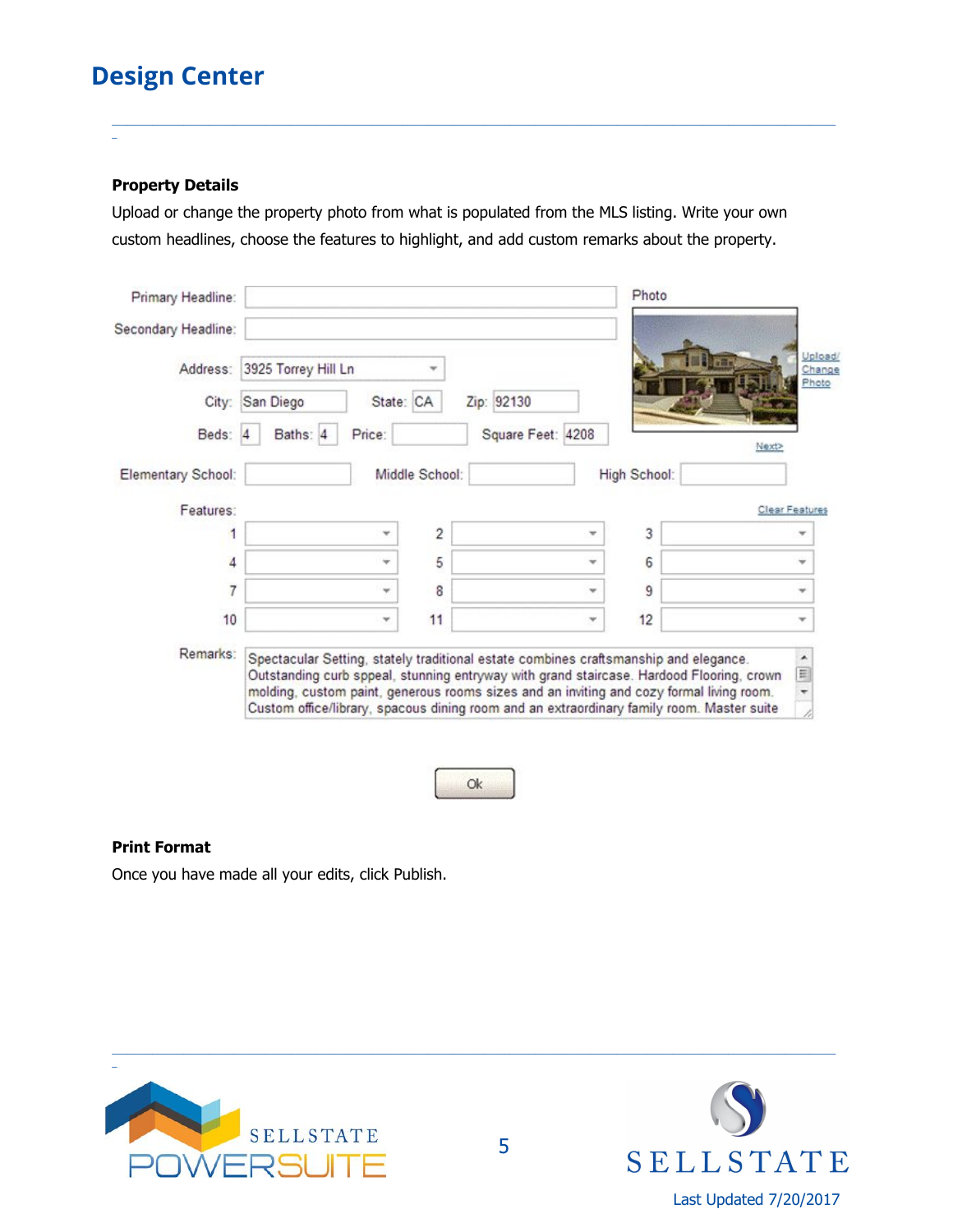# Design Center

**Property Details**

Upload or change the property photo from what is populated from the MLS listing. Write your own custom headlines, choose the features to highlight, and add custom remarks about the property.

Primary Headline:

Secondary Headline:

Photo

Upload/ Change Photo

Address: 3925 Torrey Hill Ln

City: San Diego State: CA Zip: 92130

Beds: 4 Baths: 4 Price: Square Feet: 4208

Next>

Elementary School: Middle School: High School:

Features: Clear Features

1 2 3

4 5 6

7 8 9

10 11 12

Remarks: Spectacular Setting, stately traditional estate combines craftsmanship and elegance. Outstanding curb sppeal, stunning entryway with grand staircase. Hardood Flooring, crown molding, custom paint, generous rooms sizes and an inviting and cozy formal living room. Custom office/library, spacous dining room and an extraordinary family room. Master suite

Ok

**Print Format**

Once you have made all your edits, click Publish.

Last Updated 7/20/2017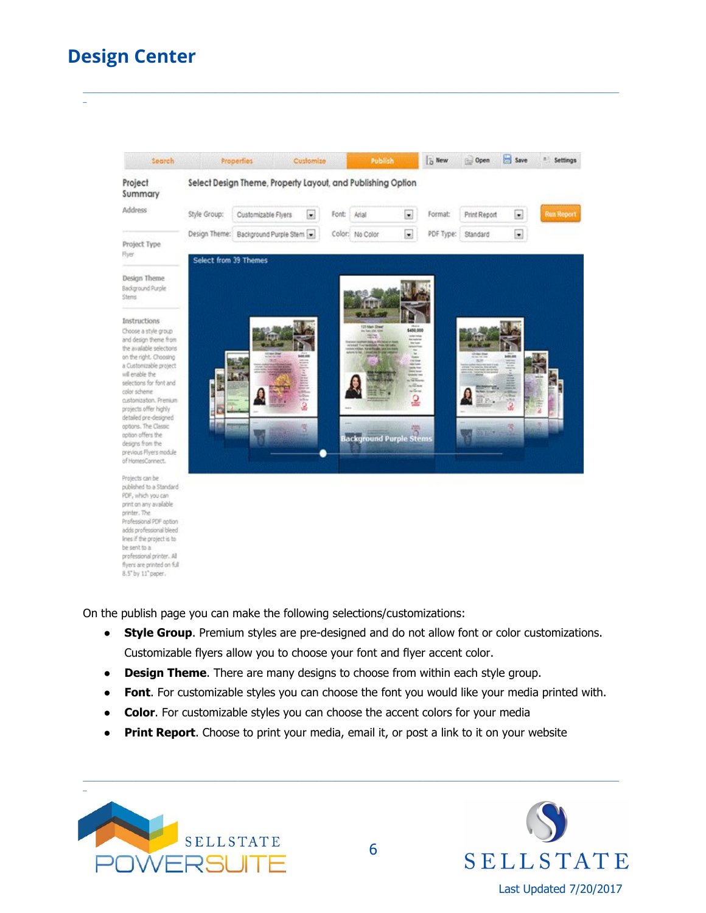# Design Center

On the publish page you can make the following selections/customizations:

- **Style Group**. Premium styles are pre-designed and do not allow font or color customizations. Customizable flyers allow you to choose your font and flyer accent color.
- **Design Theme**. There are many designs to choose from within each style group.
- **Font**. For customizable styles you can choose the font you would like your media printed with.
- **Color**. For customizable styles you can choose the accent colors for your media
- **Print Report**. Choose to print your media, email it, or post a link to it on your website

Last Updated 7/20/2017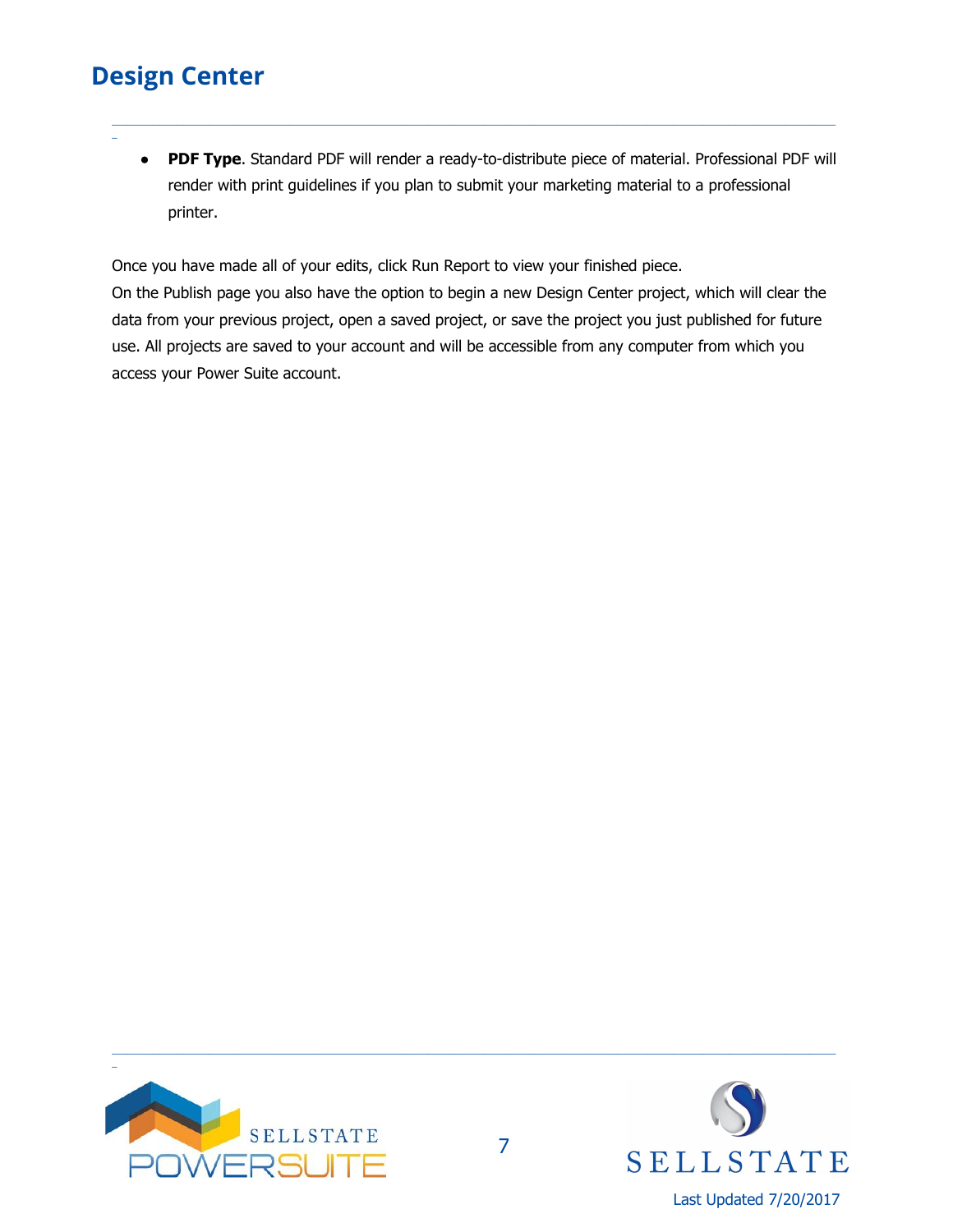- **PDF Type**. Standard PDF will render a ready-to-distribute piece of material. Professional PDF will render with print guidelines if you plan to submit your marketing material to a professional printer.

Once you have made all of your edits, click Run Report to view your finished piece.
On the Publish page you also have the option to begin a new Design Center project, which will clear the data from your previous project, open a saved project, or save the project you just published for future use. All projects are saved to your account and will be accessible from any computer from which you access your Power Suite account.